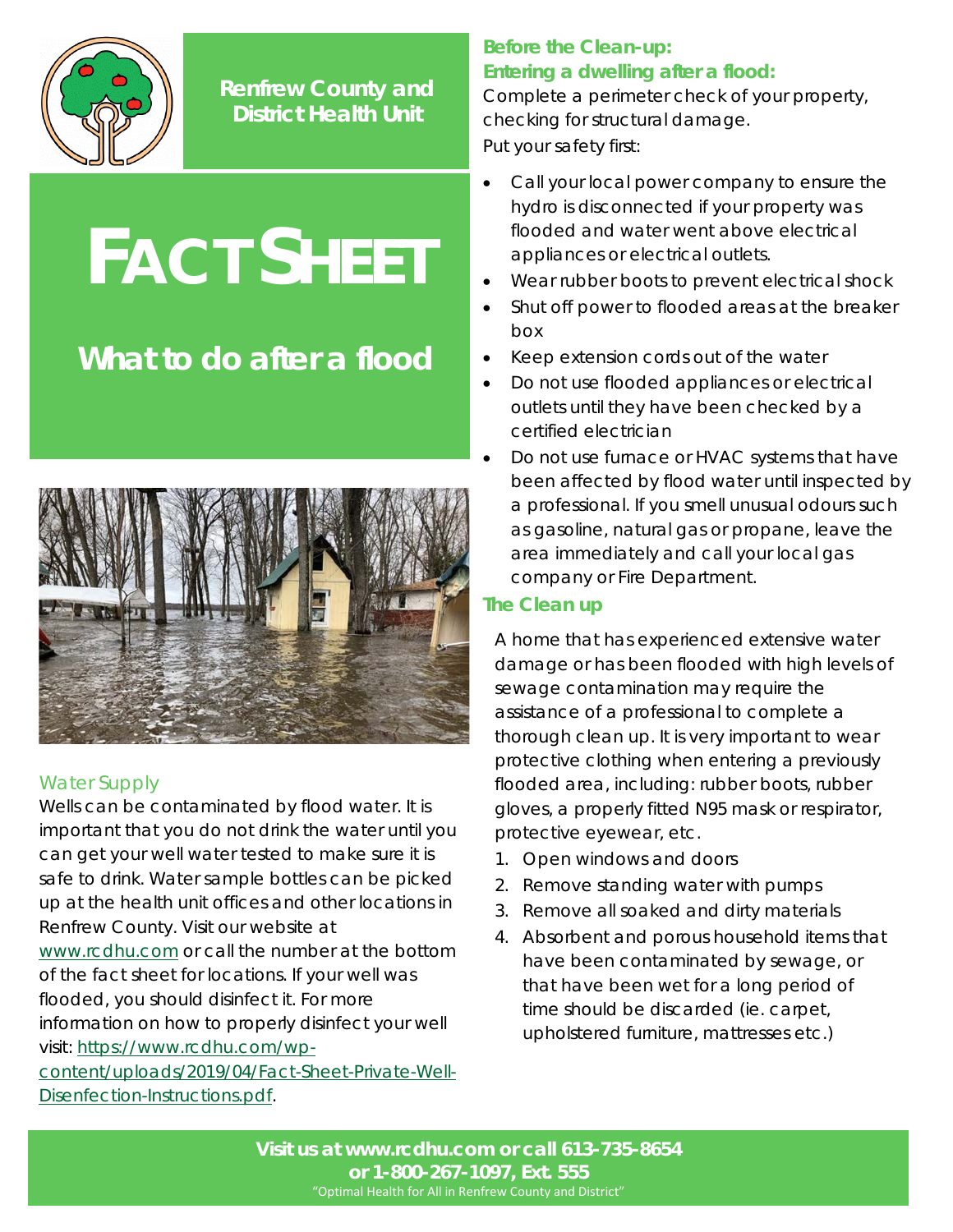Renfrew County and District Health Unit

# FACT SHEET

## What to do after a flood

### Water Supply

Wells can be contaminated by flood water. It is important that you do not drink the water until you can get your well water tested to make sure it is safe to drink. Water sample bottles can be picked up at the health unit offices and other locations in Renfrew County. Visit our website at www.rcdhu.com or call the number at the bottom of the fact sheet for locations. If your well was flooded, you should disinfect it. For more information on how to properly disinfect your well visit: https://www.rcdhu.com/wp-content/uploads/2019/04/Fact-Sheet-Private-Well-Disenfection-Instructions.pdf.

### Before the Clean-up: Entering a dwelling after a flood:

Complete a perimeter check of your property, checking for structural damage.

Put your safety first:

- Call your local power company to ensure the hydro is disconnected if your property was flooded and water went above electrical appliances or electrical outlets.
- Wear rubber boots to prevent electrical shock
- Shut off power to flooded areas at the breaker box
- Keep extension cords out of the water
- Do not use flooded appliances or electrical outlets until they have been checked by a certified electrician
- Do not use furnace or HVAC systems that have been affected by flood water until inspected by a professional. If you smell unusual odours such as gasoline, natural gas or propane, leave the area immediately and call your local gas company or Fire Department.

### The Clean up

A home that has experienced extensive water damage or has been flooded with high levels of sewage contamination may require the assistance of a professional to complete a thorough clean up. It is very important to wear protective clothing when entering a previously flooded area, including: rubber boots, rubber gloves, a properly fitted N95 mask or respirator, protective eyewear, etc.

1. Open windows and doors
2. Remove standing water with pumps
3. Remove all soaked and dirty materials
4. Absorbent and porous household items that have been contaminated by sewage, or that have been wet for a long period of time should be discarded (ie. carpet, upholstered furniture, mattresses etc.)

**Visit us at www.rcdhu.com or call 613-735-8654 or 1-800-267-1097, Ext. 555**

"Optimal Health for All in Renfrew County and District"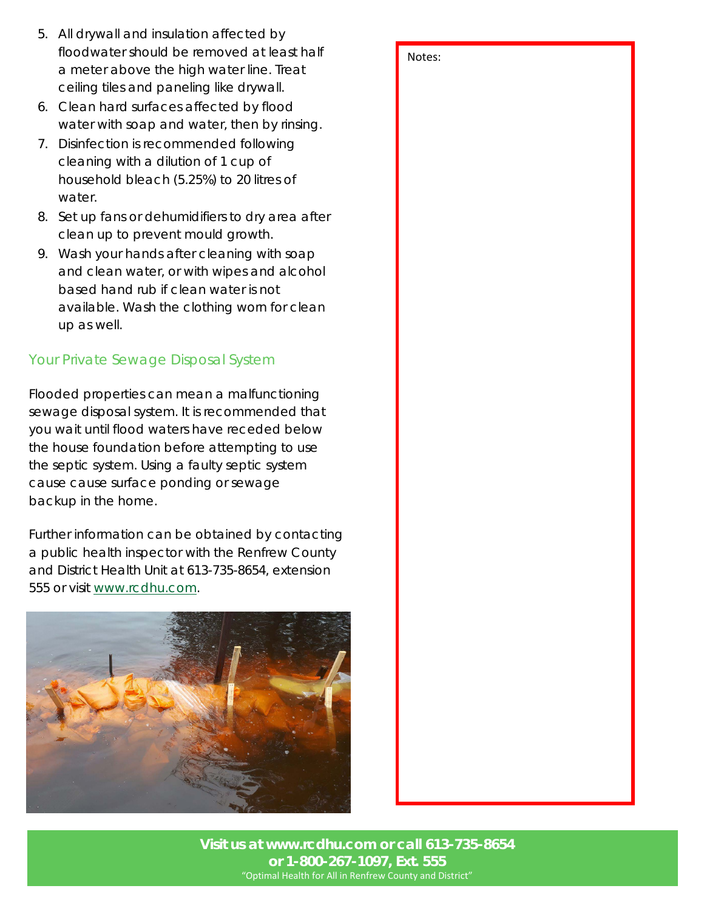5. All drywall and insulation affected by floodwater should be removed at least half a meter above the high water line. Treat ceiling tiles and paneling like drywall.
6. Clean hard surfaces affected by flood water with soap and water, then by rinsing.
7. Disinfection is recommended following cleaning with a dilution of 1 cup of household bleach (5.25%) to 20 litres of water.
8. Set up fans or dehumidifiers to dry area after clean up to prevent mould growth.
9. Wash your hands after cleaning with soap and clean water, or with wipes and alcohol based hand rub if clean water is not available. Wash the clothing worn for clean up as well.

## Your Private Sewage Disposal System

Flooded properties can mean a malfunctioning sewage disposal system. It is recommended that you wait until flood waters have receded below the house foundation before attempting to use the septic system. Using a faulty septic system cause cause surface ponding or sewage backup in the home.

Further information can be obtained by contacting a public health inspector with the Renfrew County and District Health Unit at 613-735-8654, extension 555 or visit www.rcdhu.com.

Notes:

**Visit us at www.rcdhu.com or call 613-735-8654 or 1-800-267-1097, Ext. 555**

"Optimal Health for All in Renfrew County and District"